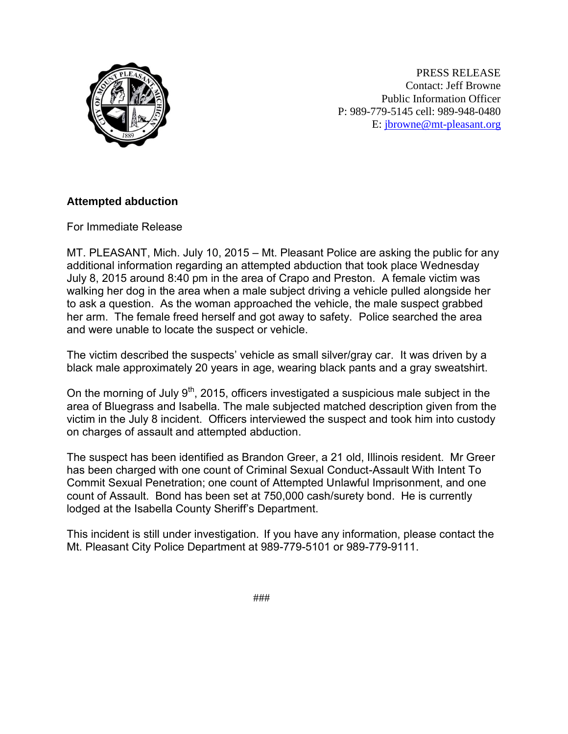PRESS RELEASE
Contact: Jeff Browne
Public Information Officer
P: 989-779-5145 cell: 989-948-0480
E: jbrowne@mt-pleasant.org

**Attempted abduction**

For Immediate Release

MT. PLEASANT, Mich. July 10, 2015 – Mt. Pleasant Police are asking the public for any additional information regarding an attempted abduction that took place Wednesday July 8, 2015 around 8:40 pm in the area of Crapo and Preston. A female victim was walking her dog in the area when a male subject driving a vehicle pulled alongside her to ask a question. As the woman approached the vehicle, the male suspect grabbed her arm. The female freed herself and got away to safety. Police searched the area and were unable to locate the suspect or vehicle.

The victim described the suspects' vehicle as small silver/gray car. It was driven by a black male approximately 20 years in age, wearing black pants and a gray sweatshirt.

On the morning of July 9th, 2015, officers investigated a suspicious male subject in the area of Bluegrass and Isabella. The male subjected matched description given from the victim in the July 8 incident. Officers interviewed the suspect and took him into custody on charges of assault and attempted abduction.

The suspect has been identified as Brandon Greer, a 21 old, Illinois resident. Mr Greer has been charged with one count of Criminal Sexual Conduct-Assault With Intent To Commit Sexual Penetration; one count of Attempted Unlawful Imprisonment, and one count of Assault. Bond has been set at 750,000 cash/surety bond. He is currently lodged at the Isabella County Sheriff's Department.

This incident is still under investigation. If you have any information, please contact the Mt. Pleasant City Police Department at 989-779-5101 or 989-779-9111.

###